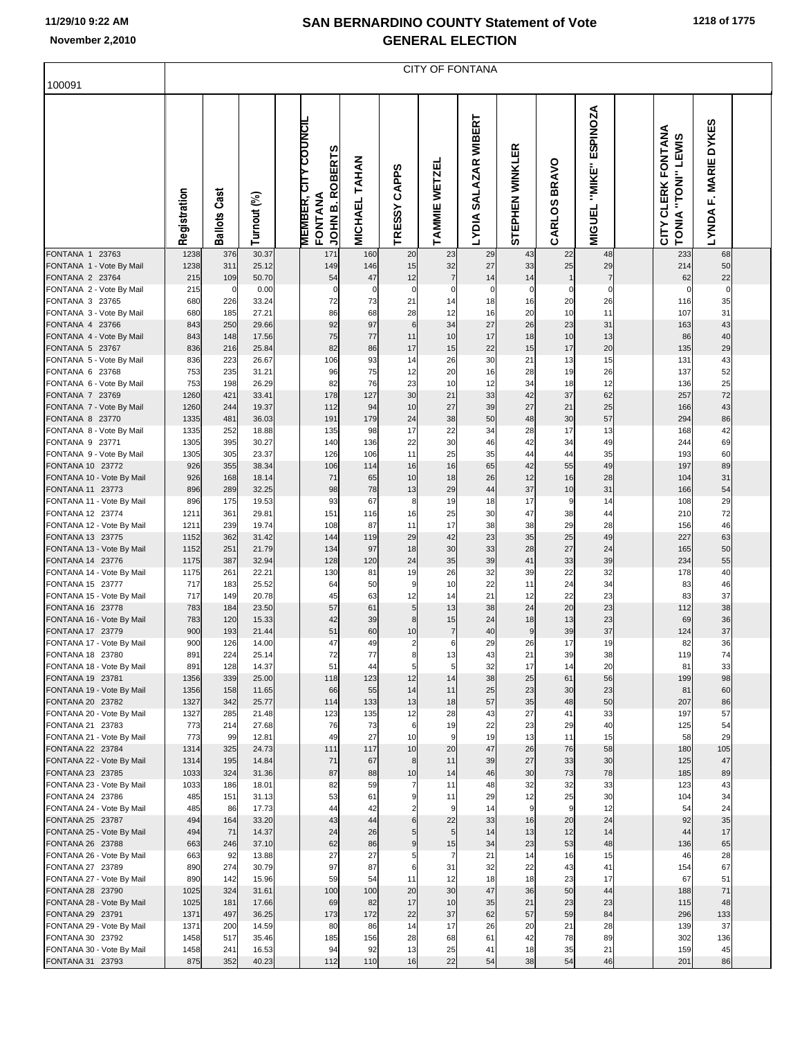# SAN BERNARDINO COUNTY Statement of Vote
## GENERAL ELECTION

11/29/10 9:22 AM
November 2,2010

100091

CITY OF FONTANA

| | Registration | Ballots Cast | Turnout (%) | MEMBER, CITY COUNCIL FONTANA JOHN B. ROBERTS | MICHAEL TAHAN | TRESSY CAPPS | TAMMIE WETZEL | LYDIA SALAZAR WIBERT | STEPHEN WINKLER | CARLOS BRAVO | MIGUEL "MIKE" ESPINOZA | CITY CLERK FONTANA TONIA "TONI" LEWIS | LYNDA F. MARIE DYKES |
|---|---|---|---|---|---|---|---|---|---|---|---|---|---|
| FONTANA 1 23763 | 1238 | 376 | 30.37 | 171 | 160 | 20 | 23 | 29 | 43 | 22 | 48 | 233 | 68 |
| FONTANA 1 - Vote By Mail | 1238 | 311 | 25.12 | 149 | 146 | 15 | 32 | 27 | 33 | 25 | 29 | 214 | 50 |
| FONTANA 2 23764 | 215 | 109 | 50.70 | 54 | 47 | 12 | 7 | 14 | 14 | 1 | 7 | 62 | 22 |
| FONTANA 2 - Vote By Mail | 215 | 0 | 0.00 | 0 | 0 | 0 | 0 | 0 | 0 | 0 | 0 | 0 | 0 |
| FONTANA 3 23765 | 680 | 226 | 33.24 | 72 | 73 | 21 | 14 | 18 | 16 | 20 | 26 | 116 | 35 |
| FONTANA 3 - Vote By Mail | 680 | 185 | 27.21 | 86 | 68 | 28 | 12 | 16 | 20 | 10 | 11 | 107 | 31 |
| FONTANA 4 23766 | 843 | 250 | 29.66 | 92 | 97 | 6 | 34 | 27 | 26 | 23 | 31 | 163 | 43 |
| FONTANA 4 - Vote By Mail | 843 | 148 | 17.56 | 75 | 77 | 11 | 10 | 17 | 18 | 10 | 13 | 86 | 40 |
| FONTANA 5 23767 | 836 | 216 | 25.84 | 82 | 86 | 17 | 15 | 22 | 15 | 17 | 20 | 135 | 29 |
| FONTANA 5 - Vote By Mail | 836 | 223 | 26.67 | 106 | 93 | 14 | 26 | 30 | 21 | 13 | 15 | 131 | 43 |
| FONTANA 6 23768 | 753 | 235 | 31.21 | 96 | 75 | 12 | 20 | 16 | 28 | 19 | 26 | 137 | 52 |
| FONTANA 6 - Vote By Mail | 753 | 198 | 26.29 | 82 | 76 | 23 | 10 | 12 | 34 | 18 | 12 | 136 | 25 |
| FONTANA 7 23769 | 1260 | 421 | 33.41 | 178 | 127 | 30 | 21 | 33 | 42 | 37 | 62 | 257 | 72 |
| FONTANA 7 - Vote By Mail | 1260 | 244 | 19.37 | 112 | 94 | 10 | 27 | 39 | 27 | 21 | 25 | 166 | 43 |
| FONTANA 8 23770 | 1335 | 481 | 36.03 | 191 | 179 | 24 | 38 | 50 | 48 | 30 | 57 | 294 | 86 |
| FONTANA 8 - Vote By Mail | 1335 | 252 | 18.88 | 135 | 98 | 17 | 22 | 34 | 28 | 17 | 13 | 168 | 42 |
| FONTANA 9 23771 | 1305 | 395 | 30.27 | 140 | 136 | 22 | 30 | 46 | 42 | 34 | 49 | 244 | 69 |
| FONTANA 9 - Vote By Mail | 1305 | 305 | 23.37 | 126 | 106 | 11 | 25 | 35 | 44 | 44 | 35 | 193 | 60 |
| FONTANA 10 23772 | 926 | 355 | 38.34 | 106 | 114 | 16 | 16 | 65 | 42 | 55 | 49 | 197 | 89 |
| FONTANA 10 - Vote By Mail | 926 | 168 | 18.14 | 71 | 65 | 10 | 18 | 26 | 12 | 16 | 28 | 104 | 31 |
| FONTANA 11 23773 | 896 | 289 | 32.25 | 98 | 78 | 13 | 29 | 44 | 37 | 10 | 31 | 166 | 54 |
| FONTANA 11 - Vote By Mail | 896 | 175 | 19.53 | 93 | 67 | 8 | 19 | 18 | 17 | 9 | 14 | 108 | 29 |
| FONTANA 12 23774 | 1211 | 361 | 29.81 | 151 | 116 | 16 | 25 | 30 | 47 | 38 | 44 | 210 | 72 |
| FONTANA 12 - Vote By Mail | 1211 | 239 | 19.74 | 108 | 87 | 11 | 17 | 38 | 38 | 29 | 28 | 156 | 46 |
| FONTANA 13 23775 | 1152 | 362 | 31.42 | 144 | 119 | 29 | 42 | 23 | 35 | 25 | 49 | 227 | 63 |
| FONTANA 13 - Vote By Mail | 1152 | 251 | 21.79 | 134 | 97 | 18 | 30 | 33 | 28 | 27 | 24 | 165 | 50 |
| FONTANA 14 23776 | 1175 | 387 | 32.94 | 128 | 120 | 24 | 35 | 39 | 41 | 33 | 39 | 234 | 55 |
| FONTANA 14 - Vote By Mail | 1175 | 261 | 22.21 | 130 | 81 | 19 | 26 | 32 | 39 | 22 | 32 | 178 | 40 |
| FONTANA 15 23777 | 717 | 183 | 25.52 | 64 | 50 | 9 | 10 | 22 | 11 | 24 | 34 | 83 | 46 |
| FONTANA 15 - Vote By Mail | 717 | 149 | 20.78 | 45 | 63 | 12 | 14 | 21 | 12 | 22 | 23 | 83 | 37 |
| FONTANA 16 23778 | 783 | 184 | 23.50 | 57 | 61 | 5 | 13 | 38 | 24 | 20 | 23 | 112 | 38 |
| FONTANA 16 - Vote By Mail | 783 | 120 | 15.33 | 42 | 39 | 8 | 15 | 24 | 18 | 13 | 23 | 69 | 36 |
| FONTANA 17 23779 | 900 | 193 | 21.44 | 51 | 60 | 10 | 7 | 40 | 9 | 39 | 37 | 124 | 37 |
| FONTANA 17 - Vote By Mail | 900 | 126 | 14.00 | 47 | 49 | 2 | 6 | 29 | 26 | 17 | 19 | 82 | 36 |
| FONTANA 18 23780 | 891 | 224 | 25.14 | 72 | 77 | 8 | 13 | 43 | 21 | 39 | 38 | 119 | 74 |
| FONTANA 18 - Vote By Mail | 891 | 128 | 14.37 | 51 | 44 | 5 | 5 | 32 | 17 | 14 | 20 | 81 | 33 |
| FONTANA 19 23781 | 1356 | 339 | 25.00 | 118 | 123 | 12 | 14 | 38 | 25 | 61 | 56 | 199 | 98 |
| FONTANA 19 - Vote By Mail | 1356 | 158 | 11.65 | 66 | 55 | 14 | 11 | 25 | 23 | 30 | 23 | 81 | 60 |
| FONTANA 20 23782 | 1327 | 342 | 25.77 | 114 | 133 | 13 | 18 | 57 | 35 | 48 | 50 | 207 | 86 |
| FONTANA 20 - Vote By Mail | 1327 | 285 | 21.48 | 123 | 135 | 12 | 28 | 43 | 27 | 41 | 33 | 197 | 57 |
| FONTANA 21 23783 | 773 | 214 | 27.68 | 76 | 73 | 6 | 19 | 22 | 23 | 29 | 40 | 125 | 54 |
| FONTANA 21 - Vote By Mail | 773 | 99 | 12.81 | 49 | 27 | 10 | 9 | 19 | 13 | 11 | 15 | 58 | 29 |
| FONTANA 22 23784 | 1314 | 325 | 24.73 | 111 | 117 | 10 | 20 | 47 | 26 | 76 | 58 | 180 | 105 |
| FONTANA 22 - Vote By Mail | 1314 | 195 | 14.84 | 71 | 67 | 8 | 11 | 39 | 27 | 33 | 30 | 125 | 47 |
| FONTANA 23 23785 | 1033 | 324 | 31.36 | 87 | 88 | 10 | 14 | 46 | 30 | 73 | 78 | 185 | 89 |
| FONTANA 23 - Vote By Mail | 1033 | 186 | 18.01 | 82 | 59 | 7 | 11 | 48 | 32 | 32 | 33 | 123 | 43 |
| FONTANA 24 23786 | 485 | 151 | 31.13 | 53 | 61 | 9 | 11 | 29 | 12 | 25 | 30 | 104 | 34 |
| FONTANA 24 - Vote By Mail | 485 | 86 | 17.73 | 44 | 42 | 2 | 9 | 14 | 9 | 9 | 12 | 54 | 24 |
| FONTANA 25 23787 | 494 | 164 | 33.20 | 43 | 44 | 6 | 22 | 33 | 16 | 20 | 24 | 92 | 35 |
| FONTANA 25 - Vote By Mail | 494 | 71 | 14.37 | 24 | 26 | 5 | 5 | 14 | 13 | 12 | 14 | 44 | 17 |
| FONTANA 26 23788 | 663 | 246 | 37.10 | 62 | 86 | 9 | 15 | 34 | 23 | 53 | 48 | 136 | 65 |
| FONTANA 26 - Vote By Mail | 663 | 92 | 13.88 | 27 | 27 | 5 | 7 | 21 | 14 | 16 | 15 | 46 | 28 |
| FONTANA 27 23789 | 890 | 274 | 30.79 | 97 | 87 | 6 | 31 | 32 | 22 | 43 | 41 | 154 | 67 |
| FONTANA 27 - Vote By Mail | 890 | 142 | 15.96 | 59 | 54 | 11 | 12 | 18 | 18 | 23 | 17 | 67 | 51 |
| FONTANA 28 23790 | 1025 | 324 | 31.61 | 100 | 100 | 20 | 30 | 47 | 36 | 50 | 44 | 188 | 71 |
| FONTANA 28 - Vote By Mail | 1025 | 181 | 17.66 | 69 | 82 | 17 | 10 | 35 | 21 | 23 | 23 | 115 | 48 |
| FONTANA 29 23791 | 1371 | 497 | 36.25 | 173 | 172 | 22 | 37 | 62 | 57 | 59 | 84 | 296 | 133 |
| FONTANA 29 - Vote By Mail | 1371 | 200 | 14.59 | 80 | 86 | 14 | 17 | 26 | 20 | 21 | 28 | 139 | 37 |
| FONTANA 30 23792 | 1458 | 517 | 35.46 | 185 | 156 | 28 | 68 | 61 | 42 | 78 | 89 | 302 | 136 |
| FONTANA 30 - Vote By Mail | 1458 | 241 | 16.53 | 94 | 92 | 13 | 25 | 41 | 18 | 35 | 21 | 159 | 45 |
| FONTANA 31 23793 | 875 | 352 | 40.23 | 112 | 110 | 16 | 22 | 54 | 38 | 54 | 46 | 201 | 86 |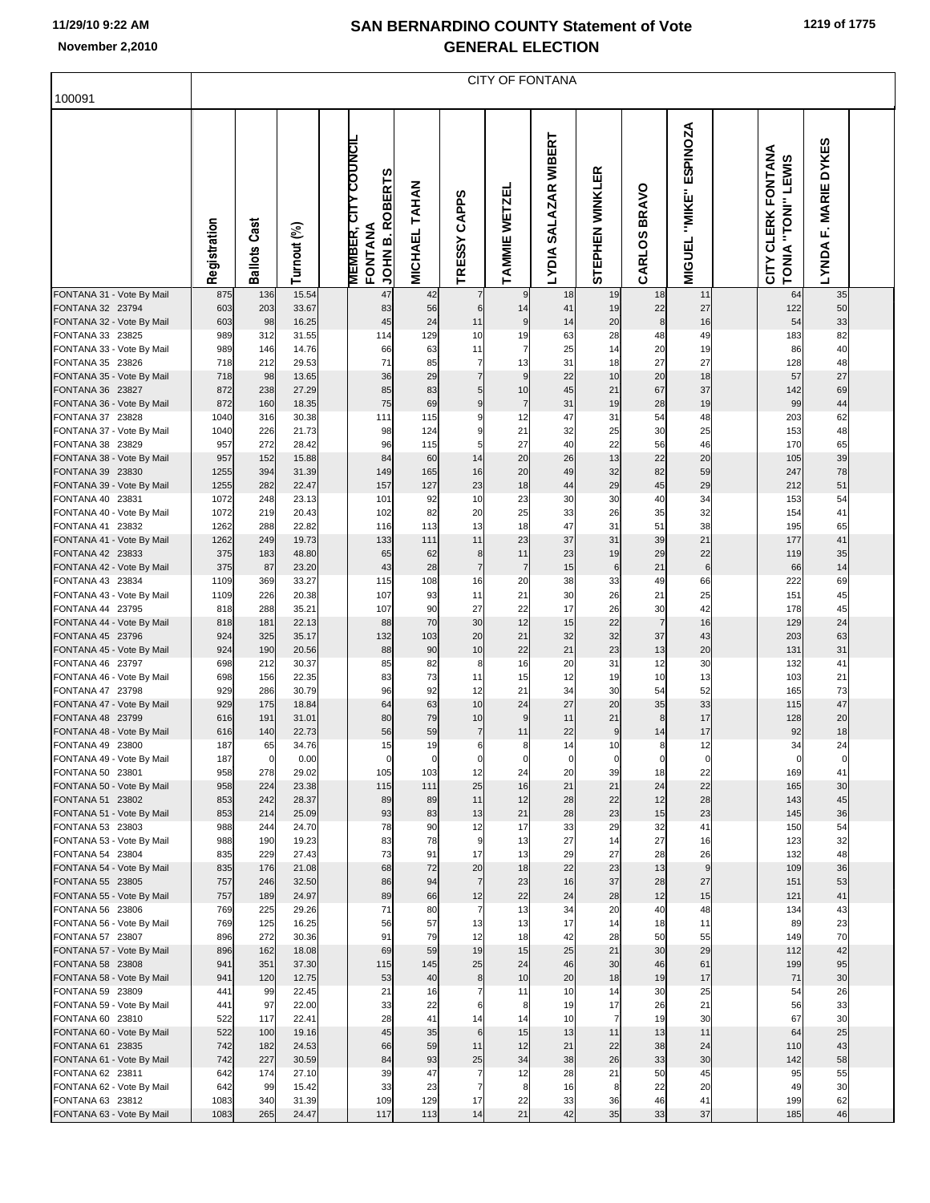# SAN BERNARDINO COUNTY Statement of Vote
# GENERAL ELECTION

11/29/10 9:22 AM
November 2,2010

100091

CITY OF FONTANA

| | Registration | Ballots Cast | Turnout (%) | MEMBER, CITY COUNCIL FONTANA JOHN B. ROBERTS | MICHAEL TAHAN | TRESSY CAPPS | TAMMIE WETZEL | LYDIA SALAZAR WIBERT | STEPHEN WINKLER | CARLOS BRAVO | MIGUEL "MIKE" ESPINOZA | CITY CLERK FONTANA TONIA "TONI" LEWIS | LYNDA F. MARIE DYKES |
|---|---|---|---|---|---|---|---|---|---|---|---|---|---|
| FONTANA 31 - Vote By Mail | 875 | 136 | 15.54 | 47 | 42 | 7 | 9 | 18 | 19 | 18 | 11 | 64 | 35 |
| FONTANA 32 23794 | 603 | 203 | 33.67 | 83 | 56 | 6 | 14 | 41 | 19 | 22 | 27 | 122 | 50 |
| FONTANA 32 - Vote By Mail | 603 | 98 | 16.25 | 45 | 24 | 11 | 9 | 14 | 20 | 8 | 16 | 54 | 33 |
| FONTANA 33 23825 | 989 | 312 | 31.55 | 114 | 129 | 10 | 19 | 63 | 28 | 48 | 49 | 183 | 82 |
| FONTANA 33 - Vote By Mail | 989 | 146 | 14.76 | 66 | 63 | 11 | 7 | 25 | 14 | 20 | 19 | 86 | 40 |
| FONTANA 35 23826 | 718 | 212 | 29.53 | 71 | 85 | 7 | 13 | 31 | 18 | 27 | 27 | 128 | 48 |
| FONTANA 35 - Vote By Mail | 718 | 98 | 13.65 | 36 | 29 | 7 | 9 | 22 | 10 | 20 | 18 | 57 | 27 |
| FONTANA 36 23827 | 872 | 238 | 27.29 | 85 | 83 | 5 | 10 | 45 | 21 | 67 | 37 | 142 | 69 |
| FONTANA 36 - Vote By Mail | 872 | 160 | 18.35 | 75 | 69 | 9 | 7 | 31 | 19 | 28 | 19 | 99 | 44 |
| FONTANA 37 23828 | 1040 | 316 | 30.38 | 111 | 115 | 9 | 12 | 47 | 31 | 54 | 48 | 203 | 62 |
| FONTANA 37 - Vote By Mail | 1040 | 226 | 21.73 | 98 | 124 | 9 | 21 | 32 | 25 | 30 | 25 | 153 | 48 |
| FONTANA 38 23829 | 957 | 272 | 28.42 | 96 | 115 | 5 | 27 | 40 | 22 | 56 | 46 | 170 | 65 |
| FONTANA 38 - Vote By Mail | 957 | 152 | 15.88 | 84 | 60 | 14 | 20 | 26 | 13 | 22 | 20 | 105 | 39 |
| FONTANA 39 23830 | 1255 | 394 | 31.39 | 149 | 165 | 16 | 20 | 49 | 32 | 82 | 59 | 247 | 78 |
| FONTANA 39 - Vote By Mail | 1255 | 282 | 22.47 | 157 | 127 | 23 | 18 | 44 | 29 | 45 | 29 | 212 | 51 |
| FONTANA 40 23831 | 1072 | 248 | 23.13 | 101 | 92 | 10 | 23 | 30 | 30 | 40 | 34 | 153 | 54 |
| FONTANA 40 - Vote By Mail | 1072 | 219 | 20.43 | 102 | 82 | 20 | 25 | 33 | 26 | 35 | 32 | 154 | 41 |
| FONTANA 41 23832 | 1262 | 288 | 22.82 | 116 | 113 | 13 | 18 | 47 | 31 | 51 | 38 | 195 | 65 |
| FONTANA 41 - Vote By Mail | 1262 | 249 | 19.73 | 133 | 111 | 11 | 23 | 37 | 31 | 39 | 21 | 177 | 41 |
| FONTANA 42 23833 | 375 | 183 | 48.80 | 65 | 62 | 8 | 11 | 23 | 19 | 29 | 22 | 119 | 35 |
| FONTANA 42 - Vote By Mail | 375 | 87 | 23.20 | 43 | 28 | 7 | 7 | 15 | 6 | 21 | 6 | 66 | 14 |
| FONTANA 43 23834 | 1109 | 369 | 33.27 | 115 | 108 | 16 | 20 | 38 | 33 | 49 | 66 | 222 | 69 |
| FONTANA 43 - Vote By Mail | 1109 | 226 | 20.38 | 107 | 93 | 11 | 21 | 30 | 26 | 21 | 25 | 151 | 45 |
| FONTANA 44 23795 | 818 | 288 | 35.21 | 107 | 90 | 27 | 22 | 17 | 26 | 30 | 42 | 178 | 45 |
| FONTANA 44 - Vote By Mail | 818 | 181 | 22.13 | 88 | 70 | 30 | 12 | 15 | 22 | 7 | 16 | 129 | 24 |
| FONTANA 45 23796 | 924 | 325 | 35.17 | 132 | 103 | 20 | 21 | 32 | 32 | 37 | 43 | 203 | 63 |
| FONTANA 45 - Vote By Mail | 924 | 190 | 20.56 | 88 | 90 | 10 | 22 | 21 | 23 | 13 | 20 | 131 | 31 |
| FONTANA 46 23797 | 698 | 212 | 30.37 | 85 | 82 | 8 | 16 | 20 | 31 | 12 | 30 | 132 | 41 |
| FONTANA 46 - Vote By Mail | 698 | 156 | 22.35 | 83 | 73 | 11 | 15 | 12 | 19 | 10 | 13 | 103 | 21 |
| FONTANA 47 23798 | 929 | 286 | 30.79 | 96 | 92 | 12 | 21 | 34 | 30 | 54 | 52 | 165 | 73 |
| FONTANA 47 - Vote By Mail | 929 | 175 | 18.84 | 64 | 63 | 10 | 24 | 27 | 20 | 35 | 33 | 115 | 47 |
| FONTANA 48 23799 | 616 | 191 | 31.01 | 80 | 79 | 10 | 9 | 11 | 21 | 8 | 17 | 128 | 20 |
| FONTANA 48 - Vote By Mail | 616 | 140 | 22.73 | 56 | 59 | 7 | 11 | 22 | 9 | 14 | 17 | 92 | 18 |
| FONTANA 49 23800 | 187 | 65 | 34.76 | 15 | 19 | 6 | 8 | 14 | 10 | 8 | 12 | 34 | 24 |
| FONTANA 49 - Vote By Mail | 187 | 0 | 0.00 | 0 | 0 | 0 | 0 | 0 | 0 | 0 | 0 | 0 | 0 |
| FONTANA 50 23801 | 958 | 278 | 29.02 | 105 | 103 | 12 | 24 | 20 | 39 | 18 | 22 | 169 | 41 |
| FONTANA 50 - Vote By Mail | 958 | 224 | 23.38 | 115 | 111 | 25 | 16 | 21 | 21 | 24 | 22 | 165 | 30 |
| FONTANA 51 23802 | 853 | 242 | 28.37 | 89 | 89 | 11 | 12 | 28 | 22 | 12 | 28 | 143 | 45 |
| FONTANA 51 - Vote By Mail | 853 | 214 | 25.09 | 93 | 83 | 13 | 21 | 28 | 23 | 15 | 23 | 145 | 36 |
| FONTANA 53 23803 | 988 | 244 | 24.70 | 78 | 90 | 12 | 17 | 33 | 29 | 32 | 41 | 150 | 54 |
| FONTANA 53 - Vote By Mail | 988 | 190 | 19.23 | 83 | 78 | 9 | 13 | 27 | 14 | 27 | 16 | 123 | 32 |
| FONTANA 54 23804 | 835 | 229 | 27.43 | 73 | 91 | 17 | 13 | 29 | 27 | 28 | 26 | 132 | 48 |
| FONTANA 54 - Vote By Mail | 835 | 176 | 21.08 | 68 | 72 | 20 | 18 | 22 | 23 | 13 | 9 | 109 | 36 |
| FONTANA 55 23805 | 757 | 246 | 32.50 | 86 | 94 | 7 | 23 | 16 | 37 | 28 | 27 | 151 | 53 |
| FONTANA 55 - Vote By Mail | 757 | 189 | 24.97 | 89 | 66 | 12 | 22 | 24 | 28 | 12 | 15 | 121 | 41 |
| FONTANA 56 23806 | 769 | 225 | 29.26 | 71 | 80 | 7 | 13 | 34 | 20 | 40 | 48 | 134 | 43 |
| FONTANA 56 - Vote By Mail | 769 | 125 | 16.25 | 56 | 57 | 13 | 13 | 17 | 14 | 18 | 11 | 89 | 23 |
| FONTANA 57 23807 | 896 | 272 | 30.36 | 91 | 79 | 12 | 18 | 42 | 28 | 50 | 55 | 149 | 70 |
| FONTANA 57 - Vote By Mail | 896 | 162 | 18.08 | 69 | 59 | 19 | 15 | 25 | 21 | 30 | 29 | 112 | 42 |
| FONTANA 58 23808 | 941 | 351 | 37.30 | 115 | 145 | 25 | 24 | 46 | 30 | 46 | 61 | 199 | 95 |
| FONTANA 58 - Vote By Mail | 941 | 120 | 12.75 | 53 | 40 | 8 | 10 | 20 | 18 | 19 | 17 | 71 | 30 |
| FONTANA 59 23809 | 441 | 99 | 22.45 | 21 | 16 | 7 | 11 | 10 | 14 | 30 | 25 | 54 | 26 |
| FONTANA 59 - Vote By Mail | 441 | 97 | 22.00 | 33 | 22 | 6 | 8 | 19 | 17 | 26 | 21 | 56 | 33 |
| FONTANA 60 23810 | 522 | 117 | 22.41 | 28 | 41 | 14 | 14 | 10 | 7 | 19 | 30 | 67 | 30 |
| FONTANA 60 - Vote By Mail | 522 | 100 | 19.16 | 45 | 35 | 6 | 15 | 13 | 11 | 13 | 11 | 64 | 25 |
| FONTANA 61 23835 | 742 | 182 | 24.53 | 66 | 59 | 11 | 12 | 21 | 22 | 38 | 24 | 110 | 43 |
| FONTANA 61 - Vote By Mail | 742 | 227 | 30.59 | 84 | 93 | 25 | 34 | 38 | 26 | 33 | 30 | 142 | 58 |
| FONTANA 62 23811 | 642 | 174 | 27.10 | 39 | 47 | 7 | 12 | 28 | 21 | 50 | 45 | 95 | 55 |
| FONTANA 62 - Vote By Mail | 642 | 99 | 15.42 | 33 | 23 | 7 | 8 | 16 | 8 | 22 | 20 | 49 | 30 |
| FONTANA 63 23812 | 1083 | 340 | 31.39 | 109 | 129 | 17 | 22 | 33 | 36 | 46 | 41 | 199 | 62 |
| FONTANA 63 - Vote By Mail | 1083 | 265 | 24.47 | 117 | 113 | 14 | 21 | 42 | 35 | 33 | 37 | 185 | 46 |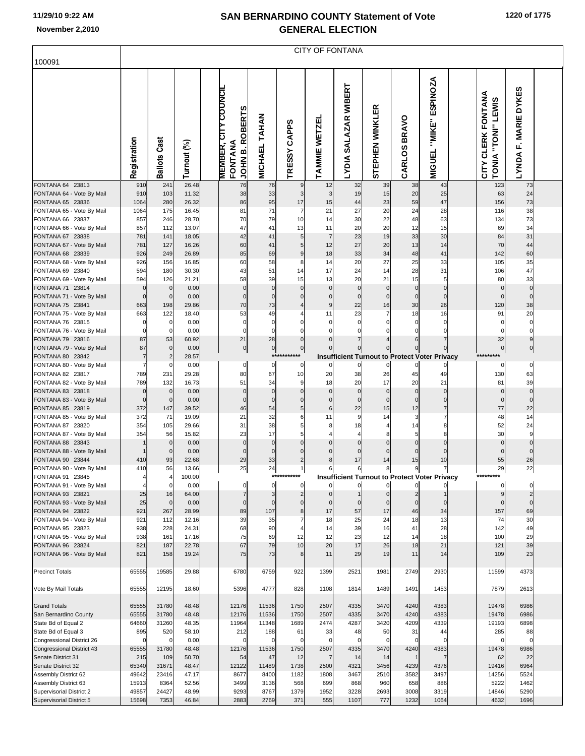# SAN BERNARDINO COUNTY Statement of Vote
# GENERAL ELECTION

November 2,2010

100091

CITY OF FONTANA

| | Registration | Ballots Cast | Turnout (%) | MEMBER, CITY COUNCIL FONTANA JOHN B. ROBERTS | MICHAEL TAHAN | TRESSY CAPPS | TAMMIE WETZEL | LYDIA SALAZAR WIBERT | STEPHEN WINKLER | CARLOS BRAVO | MIGUEL "MIKE" ESPINOZA | CITY CLERK FONTANA TONIA "TONI" LEWIS | LYNDA F. MARIE DYKES |
|---|---|---|---|---|---|---|---|---|---|---|---|---|---|
| FONTANA 64 23813 | 910 | 241 | 26.48 | 76 | 76 | 9 | 12 | 32 | 39 | 38 | 43 | 123 | 73 |
| FONTANA 64 - Vote By Mail | 910 | 103 | 11.32 | 38 | 33 | 3 | 3 | 19 | 15 | 20 | 25 | 63 | 24 |
| FONTANA 65 23836 | 1064 | 280 | 26.32 | 86 | 95 | 17 | 15 | 44 | 23 | 59 | 47 | 156 | 73 |
| FONTANA 65 - Vote By Mail | 1064 | 175 | 16.45 | 81 | 71 | 7 | 21 | 27 | 20 | 24 | 28 | 116 | 38 |
| FONTANA 66 23837 | 857 | 246 | 28.70 | 70 | 79 | 10 | 14 | 30 | 22 | 48 | 63 | 134 | 73 |
| FONTANA 66 - Vote By Mail | 857 | 112 | 13.07 | 47 | 41 | 13 | 11 | 20 | 20 | 12 | 15 | 69 | 34 |
| FONTANA 67 23838 | 781 | 141 | 18.05 | 42 | 41 | 5 | 7 | 23 | 19 | 33 | 30 | 84 | 31 |
| FONTANA 67 - Vote By Mail | 781 | 127 | 16.26 | 60 | 41 | 5 | 12 | 27 | 20 | 13 | 14 | 70 | 44 |
| FONTANA 68 23839 | 926 | 249 | 26.89 | 85 | 69 | 9 | 18 | 33 | 34 | 48 | 41 | 142 | 60 |
| FONTANA 68 - Vote By Mail | 926 | 156 | 16.85 | 60 | 58 | 8 | 14 | 20 | 27 | 25 | 33 | 105 | 35 |
| FONTANA 69 23840 | 594 | 180 | 30.30 | 43 | 51 | 14 | 17 | 24 | 14 | 28 | 31 | 106 | 47 |
| FONTANA 69 - Vote By Mail | 594 | 126 | 21.21 | 58 | 39 | 15 | 13 | 20 | 21 | 15 | 5 | 80 | 33 |
| FONTANA 71 23814 | 0 | 0 | 0.00 | 0 | 0 | 0 | 0 | 0 | 0 | 0 | 0 | 0 | 0 |
| FONTANA 71 - Vote By Mail | 0 | 0 | 0.00 | 0 | 0 | 0 | 0 | 0 | 0 | 0 | 0 | 0 | 0 |
| FONTANA 75 23841 | 663 | 198 | 29.86 | 70 | 73 | 4 | 9 | 22 | 16 | 30 | 26 | 120 | 38 |
| FONTANA 75 - Vote By Mail | 663 | 122 | 18.40 | 53 | 49 | 4 | 11 | 23 | 7 | 18 | 16 | 91 | 20 |
| FONTANA 76 23815 | 0 | 0 | 0.00 | 0 | 0 | 0 | 0 | 0 | 0 | 0 | 0 | 0 | 0 |
| FONTANA 76 - Vote By Mail | 0 | 0 | 0.00 | 0 | 0 | 0 | 0 | 0 | 0 | 0 | 0 | 0 | 0 |
| FONTANA 79 23816 | 87 | 53 | 60.92 | 21 | 28 | 0 | 0 | 7 | 4 | 6 | 7 | 32 | 9 |
| FONTANA 79 - Vote By Mail | 87 | 0 | 0.00 | 0 | 0 | 0 | 0 | 0 | 0 | 0 | 0 | 0 | 0 |
| FONTANA 80 23842 | 7 | 2 | 28.57 | | | *********** | Insufficient Turnout to Protect Voter Privacy | | | | | ********* | |
| FONTANA 80 - Vote By Mail | 7 | 0 | 0.00 | 0 | 0 | 0 | 0 | 0 | 0 | 0 | 0 | 0 | 0 |
| FONTANA 82 23817 | 789 | 231 | 29.28 | 80 | 67 | 10 | 20 | 38 | 26 | 45 | 49 | 130 | 63 |
| FONTANA 82 - Vote By Mail | 789 | 132 | 16.73 | 51 | 34 | 9 | 18 | 20 | 17 | 20 | 21 | 81 | 39 |
| FONTANA 83 23818 | 0 | 0 | 0.00 | 0 | 0 | 0 | 0 | 0 | 0 | 0 | 0 | 0 | 0 |
| FONTANA 83 - Vote By Mail | 0 | 0 | 0.00 | 0 | 0 | 0 | 0 | 0 | 0 | 0 | 0 | 0 | 0 |
| FONTANA 85 23819 | 372 | 147 | 39.52 | 46 | 54 | 5 | 6 | 22 | 15 | 12 | 7 | 77 | 22 |
| FONTANA 85 - Vote By Mail | 372 | 71 | 19.09 | 21 | 32 | 6 | 11 | 9 | 14 | 3 | 7 | 48 | 14 |
| FONTANA 87 23820 | 354 | 105 | 29.66 | 31 | 38 | 5 | 8 | 18 | 4 | 14 | 8 | 52 | 24 |
| FONTANA 87 - Vote By Mail | 354 | 56 | 15.82 | 23 | 17 | 5 | 4 | 4 | 8 | 5 | 8 | 30 | 9 |
| FONTANA 88 23843 | 1 | 0 | 0.00 | 0 | 0 | 0 | 0 | 0 | 0 | 0 | 0 | 0 | 0 |
| FONTANA 88 - Vote By Mail | 1 | 0 | 0.00 | 0 | 0 | 0 | 0 | 0 | 0 | 0 | 0 | 0 | 0 |
| FONTANA 90 23844 | 410 | 93 | 22.68 | 29 | 33 | 2 | 8 | 17 | 14 | 15 | 10 | 55 | 26 |
| FONTANA 90 - Vote By Mail | 410 | 56 | 13.66 | 25 | 24 | 1 | 6 | 6 | 8 | 9 | 7 | 29 | 22 |
| FONTANA 91 23845 | 4 | 4 | 100.00 | | | *********** | Insufficient Turnout to Protect Voter Privacy | | | | | ********* | |
| FONTANA 91 - Vote By Mail | 4 | 0 | 0.00 | 0 | 0 | 0 | 0 | 0 | 0 | 0 | 0 | 0 | 0 |
| FONTANA 93 23821 | 25 | 16 | 64.00 | 7 | 3 | 2 | 0 | 1 | 0 | 2 | 1 | 9 | 2 |
| FONTANA 93 - Vote By Mail | 25 | 0 | 0.00 | 0 | 0 | 0 | 0 | 0 | 0 | 0 | 0 | 0 | 0 |
| FONTANA 94 23822 | 921 | 267 | 28.99 | 89 | 107 | 8 | 17 | 57 | 17 | 46 | 34 | 157 | 69 |
| FONTANA 94 - Vote By Mail | 921 | 112 | 12.16 | 39 | 35 | 7 | 18 | 25 | 24 | 18 | 13 | 74 | 30 |
| FONTANA 95 23823 | 938 | 228 | 24.31 | 68 | 90 | 4 | 14 | 39 | 16 | 41 | 28 | 142 | 49 |
| FONTANA 95 - Vote By Mail | 938 | 161 | 17.16 | 75 | 69 | 12 | 12 | 23 | 12 | 14 | 18 | 100 | 29 |
| FONTANA 96 23824 | 821 | 187 | 22.78 | 67 | 79 | 10 | 20 | 17 | 26 | 18 | 21 | 121 | 39 |
| FONTANA 96 - Vote By Mail | 821 | 158 | 19.24 | 75 | 73 | 8 | 11 | 29 | 19 | 11 | 14 | 109 | 23 |
| Precinct Totals | 65555 | 19585 | 29.88 | 6780 | 6759 | 922 | 1399 | 2521 | 1981 | 2749 | 2930 | 11599 | 4373 |
| Vote By Mail Totals | 65555 | 12195 | 18.60 | 5396 | 4777 | 828 | 1108 | 1814 | 1489 | 1491 | 1453 | 7879 | 2613 |
| Grand Totals | 65555 | 31780 | 48.48 | 12176 | 11536 | 1750 | 2507 | 4335 | 3470 | 4240 | 4383 | 19478 | 6986 |
| San Bernardino County | 65555 | 31780 | 48.48 | 12176 | 11536 | 1750 | 2507 | 4335 | 3470 | 4240 | 4383 | 19478 | 6986 |
| State Bd of Equal 2 | 64660 | 31260 | 48.35 | 11964 | 11348 | 1689 | 2474 | 4287 | 3420 | 4209 | 4339 | 19193 | 6898 |
| State Bd of Equal 3 | 895 | 520 | 58.10 | 212 | 188 | 61 | 33 | 48 | 50 | 31 | 44 | 285 | 88 |
| Congressional District 26 | 0 | 0 | 0.00 | 0 | 0 | 0 | 0 | 0 | 0 | 0 | 0 | 0 | 0 |
| Congressional District 43 | 65555 | 31780 | 48.48 | 12176 | 11536 | 1750 | 2507 | 4335 | 3470 | 4240 | 4383 | 19478 | 6986 |
| Senate District 31 | 215 | 109 | 50.70 | 54 | 47 | 12 | 7 | 14 | 14 | 1 | 7 | 62 | 22 |
| Senate District 32 | 65340 | 31671 | 48.47 | 12122 | 11489 | 1738 | 2500 | 4321 | 3456 | 4239 | 4376 | 19416 | 6964 |
| Assembly District 62 | 49642 | 23416 | 47.17 | 8677 | 8400 | 1182 | 1808 | 3467 | 2510 | 3582 | 3497 | 14256 | 5524 |
| Assembly District 63 | 15913 | 8364 | 52.56 | 3499 | 3136 | 568 | 699 | 868 | 960 | 658 | 886 | 5222 | 1462 |
| Supervisorial District 2 | 49857 | 24427 | 48.99 | 9293 | 8767 | 1379 | 1952 | 3228 | 2693 | 3008 | 3319 | 14846 | 5290 |
| Supervisorial District 5 | 15698 | 7353 | 46.84 | 2883 | 2769 | 371 | 555 | 1107 | 777 | 1232 | 1064 | 4632 | 1696 |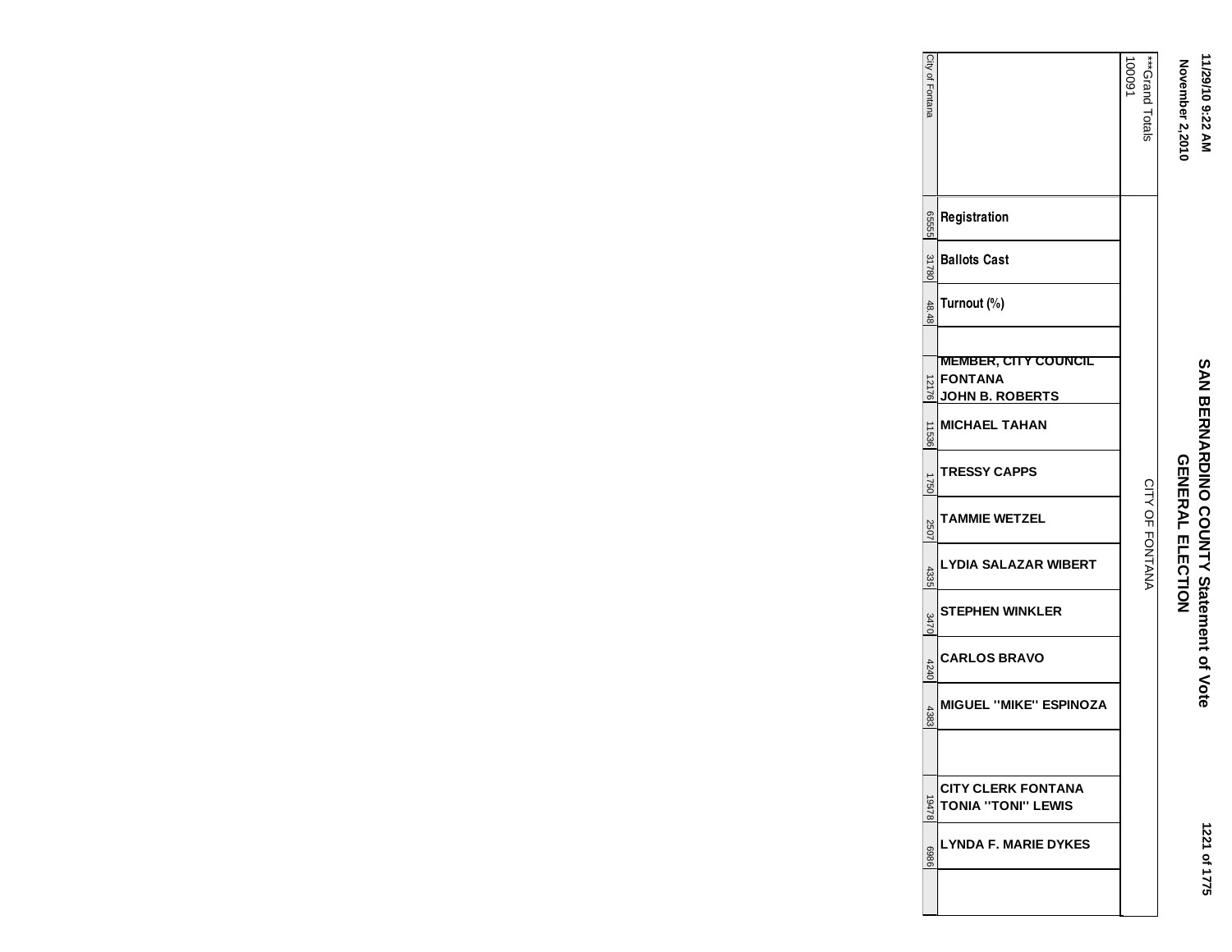# SAN BERNARDINO COUNTY Statement of Vote

## GENERAL ELECTION

November 2,2010

| ***Grand Totals 100091 | | CITY OF FONTANA |
|---|---|---|
| | Registration | 65555 |
| | Ballots Cast | 31780 |
| | Turnout (%) | 48.48 |
| | | |
| | **MEMBER, CITY COUNCIL FONTANA** | |
| | JOHN B. ROBERTS | 12176 |
| | MICHAEL TAHAN | 11536 |
| | TRESSY CAPPS | 1750 |
| | TAMMIE WETZEL | 2507 |
| | LYDIA SALAZAR WIBERT | 4335 |
| | STEPHEN WINKLER | 3470 |
| | CARLOS BRAVO | 4240 |
| | MIGUEL ''MIKE'' ESPINOZA | 4383 |
| | | |
| | **CITY CLERK FONTANA** | |
| | TONIA ''TONI'' LEWIS | 19478 |
| | LYNDA F. MARIE DYKES | 6986 |
| City of Fontana | | |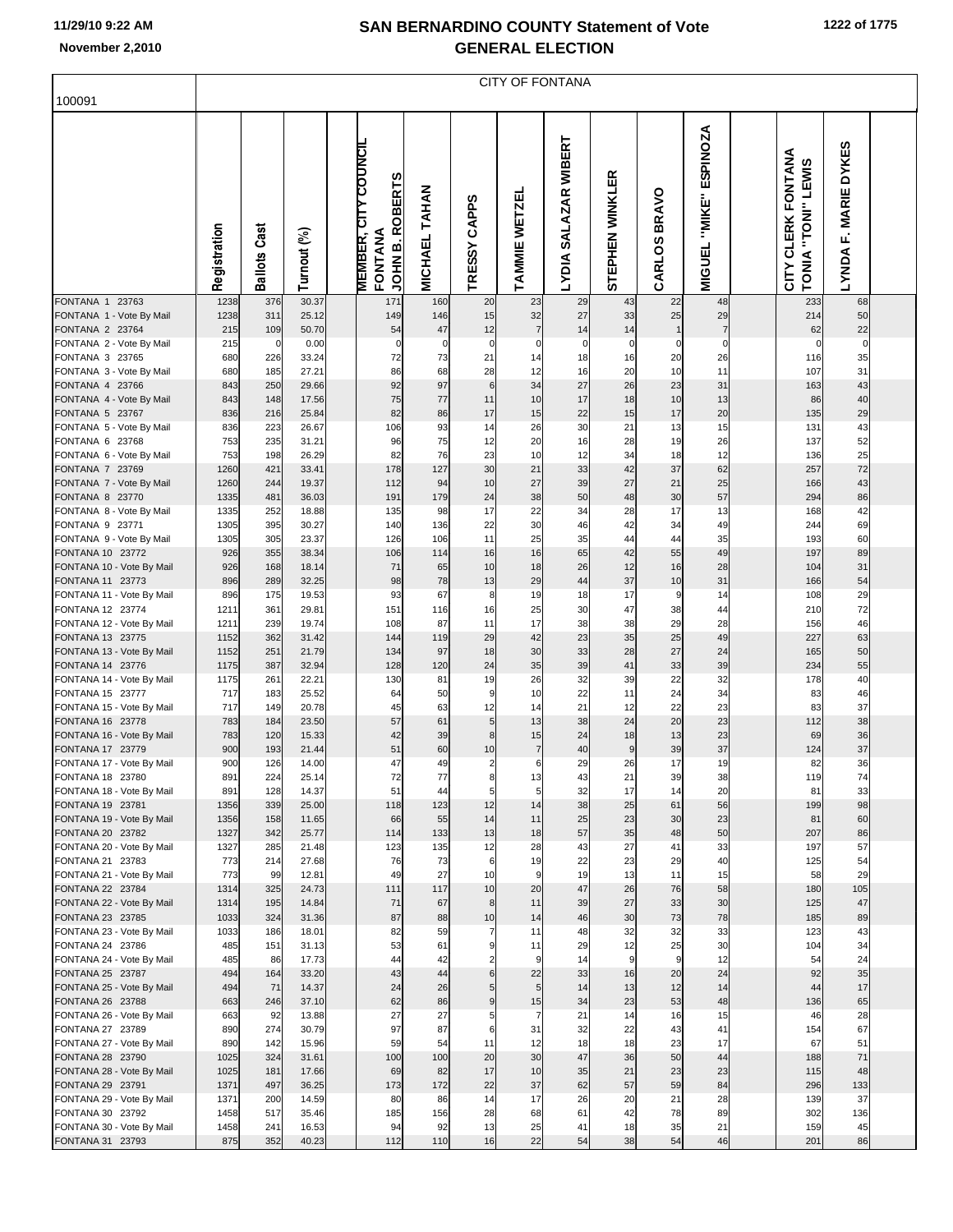# SAN BERNARDINO COUNTY Statement of Vote
## GENERAL ELECTION

November 2,2010

100091

CITY OF FONTANA

| | Registration | Ballots Cast | Turnout (%) | MEMBER, CITY COUNCIL FONTANA JOHN B. ROBERTS | MICHAEL TAHAN | TRESSY CAPPS | TAMMIE WETZEL | LYDIA SALAZAR WIBERT | STEPHEN WINKLER | CARLOS BRAVO | MIGUEL "MIKE" ESPINOZA | CITY CLERK FONTANA TONIA "TONI" LEWIS | LYNDA F. MARIE DYKES |
|---|---|---|---|---|---|---|---|---|---|---|---|---|---|
| FONTANA 1 23763 | 1238 | 376 | 30.37 | 171 | 160 | 20 | 23 | 29 | 43 | 22 | 48 | 233 | 68 |
| FONTANA 1 - Vote By Mail | 1238 | 311 | 25.12 | 149 | 146 | 15 | 32 | 27 | 33 | 25 | 29 | 214 | 50 |
| FONTANA 2 23764 | 215 | 109 | 50.70 | 54 | 47 | 12 | 7 | 14 | 14 | 1 | 7 | 62 | 22 |
| FONTANA 2 - Vote By Mail | 215 | 0 | 0.00 | 0 | 0 | 0 | 0 | 0 | 0 | 0 | 0 | 0 | 0 |
| FONTANA 3 23765 | 680 | 226 | 33.24 | 72 | 73 | 21 | 14 | 18 | 16 | 20 | 26 | 116 | 35 |
| FONTANA 3 - Vote By Mail | 680 | 185 | 27.21 | 86 | 68 | 28 | 12 | 16 | 20 | 10 | 11 | 107 | 31 |
| FONTANA 4 23766 | 843 | 250 | 29.66 | 92 | 97 | 6 | 34 | 27 | 26 | 23 | 31 | 163 | 43 |
| FONTANA 4 - Vote By Mail | 843 | 148 | 17.56 | 75 | 77 | 11 | 10 | 17 | 18 | 10 | 13 | 86 | 40 |
| FONTANA 5 23767 | 836 | 216 | 25.84 | 82 | 86 | 17 | 15 | 22 | 15 | 17 | 20 | 135 | 29 |
| FONTANA 5 - Vote By Mail | 836 | 223 | 26.67 | 106 | 93 | 14 | 26 | 30 | 21 | 13 | 15 | 131 | 43 |
| FONTANA 6 23768 | 753 | 235 | 31.21 | 96 | 75 | 12 | 20 | 16 | 28 | 19 | 26 | 137 | 52 |
| FONTANA 6 - Vote By Mail | 753 | 198 | 26.29 | 82 | 76 | 23 | 10 | 12 | 34 | 18 | 12 | 136 | 25 |
| FONTANA 7 23769 | 1260 | 421 | 33.41 | 178 | 127 | 30 | 21 | 33 | 42 | 37 | 62 | 257 | 72 |
| FONTANA 7 - Vote By Mail | 1260 | 244 | 19.37 | 112 | 94 | 10 | 27 | 39 | 27 | 21 | 25 | 166 | 43 |
| FONTANA 8 23770 | 1335 | 481 | 36.03 | 191 | 179 | 24 | 38 | 50 | 48 | 30 | 57 | 294 | 86 |
| FONTANA 8 - Vote By Mail | 1335 | 252 | 18.88 | 135 | 98 | 17 | 22 | 34 | 28 | 17 | 13 | 168 | 42 |
| FONTANA 9 23771 | 1305 | 395 | 30.27 | 140 | 136 | 22 | 30 | 46 | 42 | 34 | 49 | 244 | 69 |
| FONTANA 9 - Vote By Mail | 1305 | 305 | 23.37 | 126 | 106 | 11 | 25 | 35 | 44 | 44 | 35 | 193 | 60 |
| FONTANA 10 23772 | 926 | 355 | 38.34 | 106 | 114 | 16 | 16 | 65 | 42 | 55 | 49 | 197 | 89 |
| FONTANA 10 - Vote By Mail | 926 | 168 | 18.14 | 71 | 65 | 10 | 18 | 26 | 12 | 16 | 28 | 104 | 31 |
| FONTANA 11 23773 | 896 | 289 | 32.25 | 98 | 78 | 13 | 29 | 44 | 37 | 10 | 31 | 166 | 54 |
| FONTANA 11 - Vote By Mail | 896 | 175 | 19.53 | 93 | 67 | 8 | 19 | 18 | 17 | 9 | 14 | 108 | 29 |
| FONTANA 12 23774 | 1211 | 361 | 29.81 | 151 | 116 | 16 | 25 | 30 | 47 | 38 | 44 | 210 | 72 |
| FONTANA 12 - Vote By Mail | 1211 | 239 | 19.74 | 108 | 87 | 11 | 17 | 38 | 38 | 29 | 28 | 156 | 46 |
| FONTANA 13 23775 | 1152 | 362 | 31.42 | 144 | 119 | 29 | 42 | 23 | 35 | 25 | 49 | 227 | 63 |
| FONTANA 13 - Vote By Mail | 1152 | 251 | 21.79 | 134 | 97 | 18 | 30 | 33 | 28 | 27 | 24 | 165 | 50 |
| FONTANA 14 23776 | 1175 | 387 | 32.94 | 128 | 120 | 24 | 35 | 39 | 41 | 33 | 39 | 234 | 55 |
| FONTANA 14 - Vote By Mail | 1175 | 261 | 22.21 | 130 | 81 | 19 | 26 | 32 | 39 | 22 | 32 | 178 | 40 |
| FONTANA 15 23777 | 717 | 183 | 25.52 | 64 | 50 | 9 | 10 | 22 | 11 | 24 | 34 | 83 | 46 |
| FONTANA 15 - Vote By Mail | 717 | 149 | 20.78 | 45 | 63 | 12 | 14 | 21 | 12 | 22 | 23 | 83 | 37 |
| FONTANA 16 23778 | 783 | 184 | 23.50 | 57 | 61 | 5 | 13 | 38 | 24 | 20 | 23 | 112 | 38 |
| FONTANA 16 - Vote By Mail | 783 | 120 | 15.33 | 42 | 39 | 8 | 15 | 24 | 18 | 13 | 23 | 69 | 36 |
| FONTANA 17 23779 | 900 | 193 | 21.44 | 51 | 60 | 10 | 7 | 40 | 9 | 39 | 37 | 124 | 37 |
| FONTANA 17 - Vote By Mail | 900 | 126 | 14.00 | 47 | 49 | 2 | 6 | 29 | 26 | 17 | 19 | 82 | 36 |
| FONTANA 18 23780 | 891 | 224 | 25.14 | 72 | 77 | 8 | 13 | 43 | 21 | 39 | 38 | 119 | 74 |
| FONTANA 18 - Vote By Mail | 891 | 128 | 14.37 | 51 | 44 | 5 | 5 | 32 | 17 | 14 | 20 | 81 | 33 |
| FONTANA 19 23781 | 1356 | 339 | 25.00 | 118 | 123 | 12 | 14 | 38 | 25 | 61 | 56 | 199 | 98 |
| FONTANA 19 - Vote By Mail | 1356 | 158 | 11.65 | 66 | 55 | 14 | 11 | 25 | 23 | 30 | 23 | 81 | 60 |
| FONTANA 20 23782 | 1327 | 342 | 25.77 | 114 | 133 | 13 | 18 | 57 | 35 | 48 | 50 | 207 | 86 |
| FONTANA 20 - Vote By Mail | 1327 | 285 | 21.48 | 123 | 135 | 12 | 28 | 43 | 27 | 41 | 33 | 197 | 57 |
| FONTANA 21 23783 | 773 | 214 | 27.68 | 76 | 73 | 6 | 19 | 22 | 23 | 29 | 40 | 125 | 54 |
| FONTANA 21 - Vote By Mail | 773 | 99 | 12.81 | 49 | 27 | 10 | 9 | 19 | 13 | 11 | 15 | 58 | 29 |
| FONTANA 22 23784 | 1314 | 325 | 24.73 | 111 | 117 | 10 | 20 | 47 | 26 | 76 | 58 | 180 | 105 |
| FONTANA 22 - Vote By Mail | 1314 | 195 | 14.84 | 71 | 67 | 8 | 11 | 39 | 27 | 33 | 30 | 125 | 47 |
| FONTANA 23 23785 | 1033 | 324 | 31.36 | 87 | 88 | 10 | 14 | 46 | 30 | 73 | 78 | 185 | 89 |
| FONTANA 23 - Vote By Mail | 1033 | 186 | 18.01 | 82 | 59 | 7 | 11 | 48 | 32 | 32 | 33 | 123 | 43 |
| FONTANA 24 23786 | 485 | 151 | 31.13 | 53 | 61 | 9 | 11 | 29 | 12 | 25 | 30 | 104 | 34 |
| FONTANA 24 - Vote By Mail | 485 | 86 | 17.73 | 44 | 42 | 2 | 9 | 14 | 9 | 9 | 12 | 54 | 24 |
| FONTANA 25 23787 | 494 | 164 | 33.20 | 43 | 44 | 6 | 22 | 33 | 16 | 20 | 24 | 92 | 35 |
| FONTANA 25 - Vote By Mail | 494 | 71 | 14.37 | 24 | 26 | 5 | 5 | 14 | 13 | 12 | 14 | 44 | 17 |
| FONTANA 26 23788 | 663 | 246 | 37.10 | 62 | 86 | 9 | 15 | 34 | 23 | 53 | 48 | 136 | 65 |
| FONTANA 26 - Vote By Mail | 663 | 92 | 13.88 | 27 | 27 | 5 | 7 | 21 | 14 | 16 | 15 | 46 | 28 |
| FONTANA 27 23789 | 890 | 274 | 30.79 | 97 | 87 | 6 | 31 | 32 | 22 | 43 | 41 | 154 | 67 |
| FONTANA 27 - Vote By Mail | 890 | 142 | 15.96 | 59 | 54 | 11 | 12 | 18 | 18 | 23 | 17 | 67 | 51 |
| FONTANA 28 23790 | 1025 | 324 | 31.61 | 100 | 100 | 20 | 30 | 47 | 36 | 50 | 44 | 188 | 71 |
| FONTANA 28 - Vote By Mail | 1025 | 181 | 17.66 | 69 | 82 | 17 | 10 | 35 | 21 | 23 | 23 | 115 | 48 |
| FONTANA 29 23791 | 1371 | 497 | 36.25 | 173 | 172 | 22 | 37 | 62 | 57 | 59 | 84 | 296 | 133 |
| FONTANA 29 - Vote By Mail | 1371 | 200 | 14.59 | 80 | 86 | 14 | 17 | 26 | 20 | 21 | 28 | 139 | 37 |
| FONTANA 30 23792 | 1458 | 517 | 35.46 | 185 | 156 | 28 | 68 | 61 | 42 | 78 | 89 | 302 | 136 |
| FONTANA 30 - Vote By Mail | 1458 | 241 | 16.53 | 94 | 92 | 13 | 25 | 41 | 18 | 35 | 21 | 159 | 45 |
| FONTANA 31 23793 | 875 | 352 | 40.23 | 112 | 110 | 16 | 22 | 54 | 38 | 54 | 46 | 201 | 86 |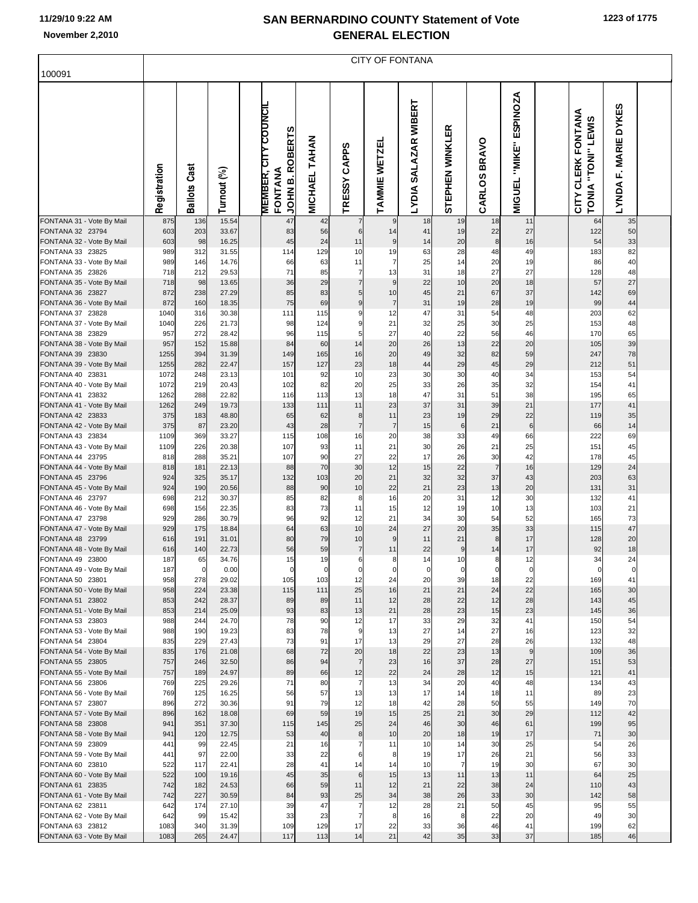# SAN BERNARDINO COUNTY Statement of Vote
## GENERAL ELECTION

11/29/10 9:22 AM
November 2,2010

100091

| | CITY OF FONTANA | | | | | | | | | | | | | |
|---|---|---|---|---|---|---|---|---|---|---|---|---|---|---|
| | Registration | Ballots Cast | Turnout (%) | MEMBER, CITY COUNCIL FONTANA JOHN B. ROBERTS | MICHAEL TAHAN | TRESSY CAPPS | TAMMIE WETZEL | LYDIA SALAZAR WIBERT | STEPHEN WINKLER | CARLOS BRAVO | MIGUEL "MIKE" ESPINOZA | CITY CLERK FONTANA TONIA "TONI" LEWIS | LYNDA F. MARIE DYKES |
| FONTANA 31 - Vote By Mail | 875 | 136 | 15.54 | 47 | 42 | 7 | 9 | 18 | 19 | 18 | 11 | 64 | 35 |
| FONTANA 32 23794 | 603 | 203 | 33.67 | 83 | 56 | 6 | 14 | 41 | 19 | 22 | 27 | 122 | 50 |
| FONTANA 32 - Vote By Mail | 603 | 98 | 16.25 | 45 | 24 | 11 | 9 | 14 | 20 | 8 | 16 | 54 | 33 |
| FONTANA 33 23825 | 989 | 312 | 31.55 | 114 | 129 | 10 | 19 | 63 | 28 | 48 | 49 | 183 | 82 |
| FONTANA 33 - Vote By Mail | 989 | 146 | 14.76 | 66 | 63 | 11 | 7 | 25 | 14 | 20 | 19 | 86 | 40 |
| FONTANA 35 23826 | 718 | 212 | 29.53 | 71 | 85 | 7 | 13 | 31 | 18 | 27 | 27 | 128 | 48 |
| FONTANA 35 - Vote By Mail | 718 | 98 | 13.65 | 36 | 29 | 7 | 9 | 22 | 10 | 20 | 18 | 57 | 27 |
| FONTANA 36 23827 | 872 | 238 | 27.29 | 85 | 83 | 5 | 10 | 45 | 21 | 67 | 37 | 142 | 69 |
| FONTANA 36 - Vote By Mail | 872 | 160 | 18.35 | 75 | 69 | 9 | 7 | 31 | 19 | 28 | 19 | 99 | 44 |
| FONTANA 37 23828 | 1040 | 316 | 30.38 | 111 | 115 | 9 | 12 | 47 | 31 | 54 | 48 | 203 | 62 |
| FONTANA 37 - Vote By Mail | 1040 | 226 | 21.73 | 98 | 124 | 9 | 21 | 32 | 25 | 30 | 25 | 153 | 48 |
| FONTANA 38 23829 | 957 | 272 | 28.42 | 96 | 115 | 5 | 27 | 40 | 22 | 56 | 46 | 170 | 65 |
| FONTANA 38 - Vote By Mail | 957 | 152 | 15.88 | 84 | 60 | 14 | 20 | 26 | 13 | 22 | 20 | 105 | 39 |
| FONTANA 39 23830 | 1255 | 394 | 31.39 | 149 | 165 | 16 | 20 | 49 | 32 | 82 | 59 | 247 | 78 |
| FONTANA 39 - Vote By Mail | 1255 | 282 | 22.47 | 157 | 127 | 23 | 18 | 44 | 29 | 45 | 29 | 212 | 51 |
| FONTANA 40 23831 | 1072 | 248 | 23.13 | 101 | 92 | 10 | 23 | 30 | 30 | 40 | 34 | 153 | 54 |
| FONTANA 40 - Vote By Mail | 1072 | 219 | 20.43 | 102 | 82 | 20 | 25 | 33 | 26 | 35 | 32 | 154 | 41 |
| FONTANA 41 23832 | 1262 | 288 | 22.82 | 116 | 113 | 13 | 18 | 47 | 31 | 51 | 38 | 195 | 65 |
| FONTANA 41 - Vote By Mail | 1262 | 249 | 19.73 | 133 | 111 | 11 | 23 | 37 | 31 | 39 | 21 | 177 | 41 |
| FONTANA 42 23833 | 375 | 183 | 48.80 | 65 | 62 | 8 | 11 | 23 | 19 | 29 | 22 | 119 | 35 |
| FONTANA 42 - Vote By Mail | 375 | 87 | 23.20 | 43 | 28 | 7 | 7 | 15 | 6 | 21 | 6 | 66 | 14 |
| FONTANA 43 23834 | 1109 | 369 | 33.27 | 115 | 108 | 16 | 20 | 38 | 33 | 49 | 66 | 222 | 69 |
| FONTANA 43 - Vote By Mail | 1109 | 226 | 20.38 | 107 | 93 | 11 | 21 | 30 | 26 | 21 | 25 | 151 | 45 |
| FONTANA 44 23795 | 818 | 288 | 35.21 | 107 | 90 | 27 | 22 | 17 | 26 | 30 | 42 | 178 | 45 |
| FONTANA 44 - Vote By Mail | 818 | 181 | 22.13 | 88 | 70 | 30 | 12 | 15 | 22 | 7 | 16 | 129 | 24 |
| FONTANA 45 23796 | 924 | 325 | 35.17 | 132 | 103 | 20 | 21 | 32 | 32 | 37 | 43 | 203 | 63 |
| FONTANA 45 - Vote By Mail | 924 | 190 | 20.56 | 88 | 90 | 10 | 22 | 21 | 23 | 13 | 20 | 131 | 31 |
| FONTANA 46 23797 | 698 | 212 | 30.37 | 85 | 82 | 8 | 16 | 20 | 31 | 12 | 30 | 132 | 41 |
| FONTANA 46 - Vote By Mail | 698 | 156 | 22.35 | 83 | 73 | 11 | 15 | 12 | 19 | 10 | 13 | 103 | 21 |
| FONTANA 47 23798 | 929 | 286 | 30.79 | 96 | 92 | 12 | 21 | 34 | 30 | 54 | 52 | 165 | 73 |
| FONTANA 47 - Vote By Mail | 929 | 175 | 18.84 | 64 | 63 | 10 | 24 | 27 | 20 | 35 | 33 | 115 | 47 |
| FONTANA 48 23799 | 616 | 191 | 31.01 | 80 | 79 | 10 | 9 | 11 | 21 | 8 | 17 | 128 | 20 |
| FONTANA 48 - Vote By Mail | 616 | 140 | 22.73 | 56 | 59 | 7 | 11 | 22 | 9 | 14 | 17 | 92 | 18 |
| FONTANA 49 23800 | 187 | 65 | 34.76 | 15 | 19 | 6 | 8 | 14 | 10 | 8 | 12 | 34 | 24 |
| FONTANA 49 - Vote By Mail | 187 | 0 | 0.00 | 0 | 0 | 0 | 0 | 0 | 0 | 0 | 0 | 0 | 0 |
| FONTANA 50 23801 | 958 | 278 | 29.02 | 105 | 103 | 12 | 24 | 20 | 39 | 18 | 22 | 169 | 41 |
| FONTANA 50 - Vote By Mail | 958 | 224 | 23.38 | 115 | 111 | 25 | 16 | 21 | 21 | 24 | 22 | 165 | 30 |
| FONTANA 51 23802 | 853 | 242 | 28.37 | 89 | 89 | 11 | 12 | 28 | 22 | 12 | 28 | 143 | 45 |
| FONTANA 51 - Vote By Mail | 853 | 214 | 25.09 | 93 | 83 | 13 | 21 | 28 | 23 | 15 | 23 | 145 | 36 |
| FONTANA 53 23803 | 988 | 244 | 24.70 | 78 | 90 | 12 | 17 | 33 | 29 | 32 | 41 | 150 | 54 |
| FONTANA 53 - Vote By Mail | 988 | 190 | 19.23 | 83 | 78 | 9 | 13 | 27 | 14 | 27 | 16 | 123 | 32 |
| FONTANA 54 23804 | 835 | 229 | 27.43 | 73 | 91 | 17 | 13 | 29 | 27 | 28 | 26 | 132 | 48 |
| FONTANA 54 - Vote By Mail | 835 | 176 | 21.08 | 68 | 72 | 20 | 18 | 22 | 23 | 13 | 9 | 109 | 36 |
| FONTANA 55 23805 | 757 | 246 | 32.50 | 86 | 94 | 7 | 23 | 16 | 37 | 28 | 27 | 151 | 53 |
| FONTANA 55 - Vote By Mail | 757 | 189 | 24.97 | 89 | 66 | 12 | 22 | 24 | 28 | 12 | 15 | 121 | 41 |
| FONTANA 56 23806 | 769 | 225 | 29.26 | 71 | 80 | 7 | 13 | 34 | 20 | 40 | 48 | 134 | 43 |
| FONTANA 56 - Vote By Mail | 769 | 125 | 16.25 | 56 | 57 | 13 | 13 | 17 | 14 | 18 | 11 | 89 | 23 |
| FONTANA 57 23807 | 896 | 272 | 30.36 | 91 | 79 | 12 | 18 | 42 | 28 | 50 | 55 | 149 | 70 |
| FONTANA 57 - Vote By Mail | 896 | 162 | 18.08 | 69 | 59 | 19 | 15 | 25 | 21 | 30 | 29 | 112 | 42 |
| FONTANA 58 23808 | 941 | 351 | 37.30 | 115 | 145 | 25 | 24 | 46 | 30 | 46 | 61 | 199 | 95 |
| FONTANA 58 - Vote By Mail | 941 | 120 | 12.75 | 53 | 40 | 8 | 10 | 20 | 18 | 19 | 17 | 71 | 30 |
| FONTANA 59 23809 | 441 | 99 | 22.45 | 21 | 16 | 7 | 11 | 10 | 14 | 30 | 25 | 54 | 26 |
| FONTANA 59 - Vote By Mail | 441 | 97 | 22.00 | 33 | 22 | 6 | 8 | 19 | 17 | 26 | 21 | 56 | 33 |
| FONTANA 60 23810 | 522 | 117 | 22.41 | 28 | 41 | 14 | 14 | 10 | 7 | 19 | 30 | 67 | 30 |
| FONTANA 60 - Vote By Mail | 522 | 100 | 19.16 | 45 | 35 | 6 | 15 | 13 | 11 | 13 | 11 | 64 | 25 |
| FONTANA 61 23835 | 742 | 182 | 24.53 | 66 | 59 | 11 | 12 | 21 | 22 | 38 | 24 | 110 | 43 |
| FONTANA 61 - Vote By Mail | 742 | 227 | 30.59 | 84 | 93 | 25 | 34 | 38 | 26 | 33 | 30 | 142 | 58 |
| FONTANA 62 23811 | 642 | 174 | 27.10 | 39 | 47 | 7 | 12 | 28 | 21 | 50 | 45 | 95 | 55 |
| FONTANA 62 - Vote By Mail | 642 | 99 | 15.42 | 33 | 23 | 7 | 8 | 16 | 8 | 22 | 20 | 49 | 30 |
| FONTANA 63 23812 | 1083 | 340 | 31.39 | 109 | 129 | 17 | 22 | 33 | 36 | 46 | 41 | 199 | 62 |
| FONTANA 63 - Vote By Mail | 1083 | 265 | 24.47 | 117 | 113 | 14 | 21 | 42 | 35 | 33 | 37 | 185 | 46 |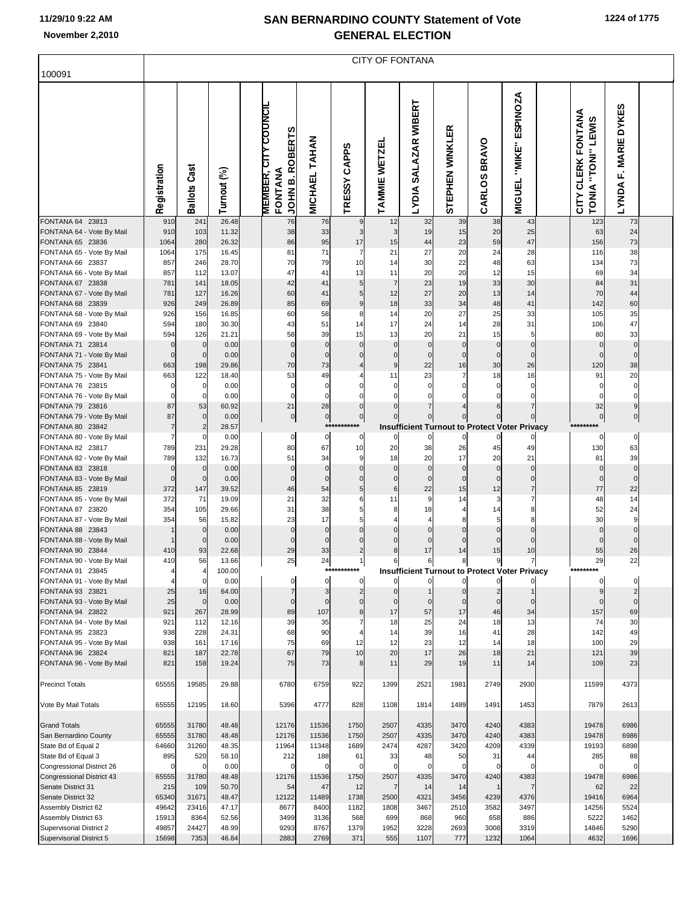# SAN BERNARDINO COUNTY Statement of Vote
## GENERAL ELECTION

November 2,2010

100091

CITY OF FONTANA

| | Registration | Ballots Cast | Turnout (%) | MEMBER, CITY COUNCIL FONTANA JOHN B. ROBERTS | MICHAEL TAHAN | TRESSY CAPPS | TAMMIE WETZEL | LYDIA SALAZAR WIBERT | STEPHEN WINKLER | CARLOS BRAVO | MIGUEL "MIKE" ESPINOZA | CITY CLERK FONTANA TONIA "TONI" LEWIS | LYNDA F. MARIE DYKES |
|---|---|---|---|---|---|---|---|---|---|---|---|---|---|
| FONTANA 64 23813 | 910 | 241 | 26.48 | 76 | 76 | 9 | 12 | 32 | 39 | 38 | 43 | 123 | 73 |
| FONTANA 64 - Vote By Mail | 910 | 103 | 11.32 | 38 | 33 | 3 | 3 | 19 | 15 | 20 | 25 | 63 | 24 |
| FONTANA 65 23836 | 1064 | 280 | 26.32 | 86 | 95 | 17 | 15 | 44 | 23 | 59 | 47 | 156 | 73 |
| FONTANA 65 - Vote By Mail | 1064 | 175 | 16.45 | 81 | 71 | 7 | 21 | 27 | 20 | 24 | 28 | 116 | 38 |
| FONTANA 66 23837 | 857 | 246 | 28.70 | 70 | 79 | 10 | 14 | 30 | 22 | 48 | 63 | 134 | 73 |
| FONTANA 66 - Vote By Mail | 857 | 112 | 13.07 | 47 | 41 | 13 | 11 | 20 | 20 | 12 | 15 | 69 | 34 |
| FONTANA 67 23838 | 781 | 141 | 18.05 | 42 | 41 | 5 | 7 | 23 | 19 | 33 | 30 | 84 | 31 |
| FONTANA 67 - Vote By Mail | 781 | 127 | 16.26 | 60 | 41 | 5 | 12 | 27 | 20 | 13 | 14 | 70 | 44 |
| FONTANA 68 23839 | 926 | 249 | 26.89 | 85 | 69 | 9 | 18 | 33 | 34 | 48 | 41 | 142 | 60 |
| FONTANA 68 - Vote By Mail | 926 | 156 | 16.85 | 60 | 58 | 8 | 14 | 20 | 27 | 25 | 33 | 105 | 35 |
| FONTANA 69 23840 | 594 | 180 | 30.30 | 43 | 51 | 14 | 17 | 24 | 14 | 28 | 31 | 106 | 47 |
| FONTANA 69 - Vote By Mail | 594 | 126 | 21.21 | 58 | 39 | 15 | 13 | 20 | 21 | 15 | 5 | 80 | 33 |
| FONTANA 71 23814 | 0 | 0 | 0.00 | 0 | 0 | 0 | 0 | 0 | 0 | 0 | 0 | 0 | 0 |
| FONTANA 71 - Vote By Mail | 0 | 0 | 0.00 | 0 | 0 | 0 | 0 | 0 | 0 | 0 | 0 | 0 | 0 |
| FONTANA 75 23841 | 663 | 198 | 29.86 | 70 | 73 | 4 | 9 | 22 | 16 | 30 | 26 | 120 | 38 |
| FONTANA 75 - Vote By Mail | 663 | 122 | 18.40 | 53 | 49 | 4 | 11 | 23 | 7 | 18 | 16 | 91 | 20 |
| FONTANA 76 23815 | 0 | 0 | 0.00 | 0 | 0 | 0 | 0 | 0 | 0 | 0 | 0 | 0 | 0 |
| FONTANA 76 - Vote By Mail | 0 | 0 | 0.00 | 0 | 0 | 0 | 0 | 0 | 0 | 0 | 0 | 0 | 0 |
| FONTANA 79 23816 | 87 | 53 | 60.92 | 21 | 28 | 0 | 0 | 7 | 4 | 6 | 7 | 32 | 9 |
| FONTANA 79 - Vote By Mail | 87 | 0 | 0.00 | 0 | 0 | 0 | 0 | 0 | 0 | 0 | 0 | 0 | 0 |
| FONTANA 80 23842 | 7 | 2 | 28.57 | | | *********** | Insufficient Turnout to Protect Voter Privacy | | | | | ********* | |
| FONTANA 80 - Vote By Mail | 7 | 0 | 0.00 | 0 | 0 | 0 | 0 | 0 | 0 | 0 | 0 | 0 | 0 |
| FONTANA 82 23817 | 789 | 231 | 29.28 | 80 | 67 | 10 | 20 | 38 | 26 | 45 | 49 | 130 | 63 |
| FONTANA 82 - Vote By Mail | 789 | 132 | 16.73 | 51 | 34 | 9 | 18 | 20 | 17 | 20 | 21 | 81 | 39 |
| FONTANA 83 23818 | 0 | 0 | 0.00 | 0 | 0 | 0 | 0 | 0 | 0 | 0 | 0 | 0 | 0 |
| FONTANA 83 - Vote By Mail | 0 | 0 | 0.00 | 0 | 0 | 0 | 0 | 0 | 0 | 0 | 0 | 0 | 0 |
| FONTANA 85 23819 | 372 | 147 | 39.52 | 46 | 54 | 5 | 6 | 22 | 15 | 12 | 7 | 77 | 22 |
| FONTANA 85 - Vote By Mail | 372 | 71 | 19.09 | 21 | 32 | 6 | 11 | 9 | 14 | 3 | 7 | 48 | 14 |
| FONTANA 87 23820 | 354 | 105 | 29.66 | 31 | 38 | 5 | 8 | 18 | 4 | 14 | 8 | 52 | 24 |
| FONTANA 87 - Vote By Mail | 354 | 56 | 15.82 | 23 | 17 | 5 | 4 | 4 | 8 | 5 | 8 | 30 | 9 |
| FONTANA 88 23843 | 1 | 0 | 0.00 | 0 | 0 | 0 | 0 | 0 | 0 | 0 | 0 | 0 | 0 |
| FONTANA 88 - Vote By Mail | 1 | 0 | 0.00 | 0 | 0 | 0 | 0 | 0 | 0 | 0 | 0 | 0 | 0 |
| FONTANA 90 23844 | 410 | 93 | 22.68 | 29 | 33 | 2 | 8 | 17 | 14 | 15 | 10 | 55 | 26 |
| FONTANA 90 - Vote By Mail | 410 | 56 | 13.66 | 25 | 24 | 1 | 6 | 6 | 8 | 9 | 7 | 29 | 22 |
| FONTANA 91 23845 | 4 | 4 | 100.00 | | | *********** | Insufficient Turnout to Protect Voter Privacy | | | | | ********* | |
| FONTANA 91 - Vote By Mail | 4 | 0 | 0.00 | 0 | 0 | 0 | 0 | 0 | 0 | 0 | 0 | 0 | 0 |
| FONTANA 93 23821 | 25 | 16 | 64.00 | 7 | 3 | 2 | 0 | 1 | 0 | 2 | 1 | 9 | 2 |
| FONTANA 93 - Vote By Mail | 25 | 0 | 0.00 | 0 | 0 | 0 | 0 | 0 | 0 | 0 | 0 | 0 | 0 |
| FONTANA 94 23822 | 921 | 267 | 28.99 | 89 | 107 | 8 | 17 | 57 | 17 | 46 | 34 | 157 | 69 |
| FONTANA 94 - Vote By Mail | 921 | 112 | 12.16 | 39 | 35 | 7 | 18 | 25 | 24 | 18 | 13 | 74 | 30 |
| FONTANA 95 23823 | 938 | 228 | 24.31 | 68 | 90 | 4 | 14 | 39 | 16 | 41 | 28 | 142 | 49 |
| FONTANA 95 - Vote By Mail | 938 | 161 | 17.16 | 75 | 69 | 12 | 12 | 23 | 12 | 14 | 18 | 100 | 29 |
| FONTANA 96 23824 | 821 | 187 | 22.78 | 67 | 79 | 10 | 20 | 17 | 26 | 18 | 21 | 121 | 39 |
| FONTANA 96 - Vote By Mail | 821 | 158 | 19.24 | 75 | 73 | 8 | 11 | 29 | 19 | 11 | 14 | 109 | 23 |
| Precinct Totals | 65555 | 19585 | 29.88 | 6780 | 6759 | 922 | 1399 | 2521 | 1981 | 2749 | 2930 | 11599 | 4373 |
| Vote By Mail Totals | 65555 | 12195 | 18.60 | 5396 | 4777 | 828 | 1108 | 1814 | 1489 | 1491 | 1453 | 7879 | 2613 |
| Grand Totals | 65555 | 31780 | 48.48 | 12176 | 11536 | 1750 | 2507 | 4335 | 3470 | 4240 | 4383 | 19478 | 6986 |
| San Bernardino County | 65555 | 31780 | 48.48 | 12176 | 11536 | 1750 | 2507 | 4335 | 3470 | 4240 | 4383 | 19478 | 6986 |
| State Bd of Equal 2 | 64660 | 31260 | 48.35 | 11964 | 11348 | 1689 | 2474 | 4287 | 3420 | 4209 | 4339 | 19193 | 6898 |
| State Bd of Equal 3 | 895 | 520 | 58.10 | 212 | 188 | 61 | 33 | 48 | 50 | 31 | 44 | 285 | 88 |
| Congressional District 26 | 0 | 0 | 0.00 | 0 | 0 | 0 | 0 | 0 | 0 | 0 | 0 | 0 | 0 |
| Congressional District 43 | 65555 | 31780 | 48.48 | 12176 | 11536 | 1750 | 2507 | 4335 | 3470 | 4240 | 4383 | 19478 | 6986 |
| Senate District 31 | 215 | 109 | 50.70 | 54 | 47 | 12 | 7 | 14 | 14 | 1 | 7 | 62 | 22 |
| Senate District 32 | 65340 | 31671 | 48.47 | 12122 | 11489 | 1738 | 2500 | 4321 | 3456 | 4239 | 4376 | 19416 | 6964 |
| Assembly District 62 | 49642 | 23416 | 47.17 | 8677 | 8400 | 1182 | 1808 | 3467 | 2510 | 3582 | 3497 | 14256 | 5524 |
| Assembly District 63 | 15913 | 8364 | 52.56 | 3499 | 3136 | 568 | 699 | 868 | 960 | 658 | 886 | 5222 | 1462 |
| Supervisorial District 2 | 49857 | 24427 | 48.99 | 9293 | 8767 | 1379 | 1952 | 3228 | 2693 | 3008 | 3319 | 14846 | 5290 |
| Supervisorial District 5 | 15698 | 7353 | 46.84 | 2883 | 2769 | 371 | 555 | 1107 | 777 | 1232 | 1064 | 4632 | 1696 |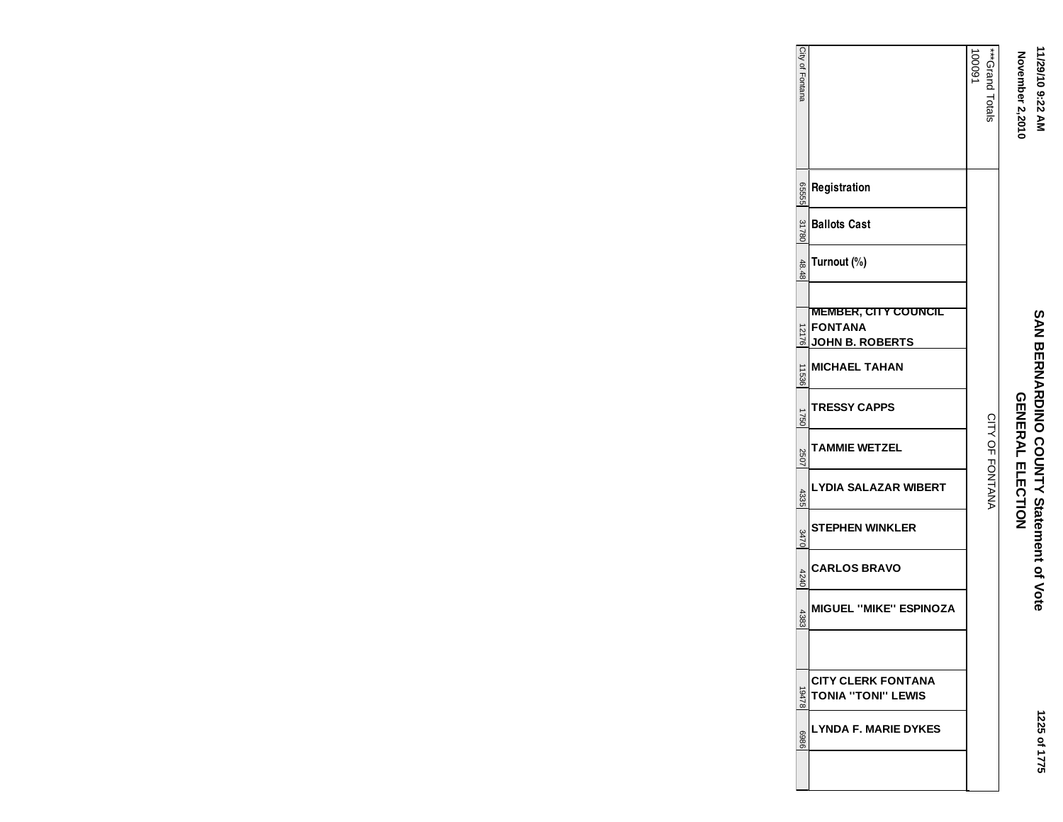# SAN BERNARDINO COUNTY Statement of Vote
## GENERAL ELECTION

11/29/10 9:22 AM
November 2,2010

| | | |
|---|---|---|
| ***Grand Totals 100091 | | CITY OF FONTANA |
| City of Fontana | | |
| Registration | 65555 | |
| Ballots Cast | 31780 | |
| Turnout (%) | 48.48 | |
| | | |
| **MEMBER, CITY COUNCIL FONTANA** JOHN B. ROBERTS | 12176 | |
| MICHAEL TAHAN | 11536 | |
| TRESSY CAPPS | 1750 | |
| TAMMIE WETZEL | 2507 | |
| LYDIA SALAZAR WIBERT | 4335 | |
| STEPHEN WINKLER | 3470 | |
| CARLOS BRAVO | 4240 | |
| MIGUEL ''MIKE'' ESPINOZA | 4383 | |
| | | |
| **CITY CLERK FONTANA** TONIA ''TONI'' LEWIS | 19478 | |
| LYNDA F. MARIE DYKES | 6986 | |
| | | |